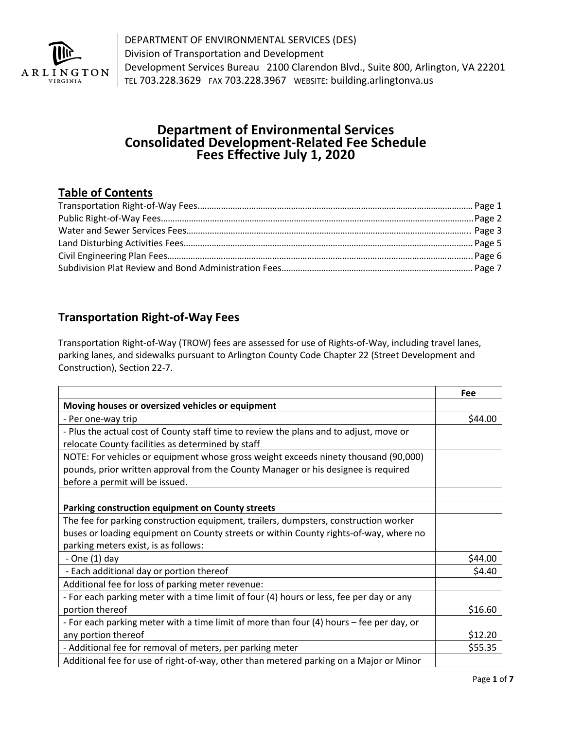DEPARTMENT OF ENVIRONMENTAL SERVICES (DES)
Division of Transportation and Development
Development Services Bureau 2100 Clarendon Blvd., Suite 800, Arlington, VA 22201
TEL 703.228.3629 FAX 703.228.3967 WEBSITE: building.arlingtonva.us

# Department of Environmental Services Consolidated Development-Related Fee Schedule Fees Effective July 1, 2020

## Table of Contents

Transportation Right-of-Way Fees.......... Page 1
Public Right-of-Way Fees.......... Page 2
Water and Sewer Services Fees.......... Page 3
Land Disturbing Activities Fees.......... Page 5
Civil Engineering Plan Fees.......... Page 6
Subdivision Plat Review and Bond Administration Fees.......... Page 7

## Transportation Right-of-Way Fees

Transportation Right-of-Way (TROW) fees are assessed for use of Rights-of-Way, including travel lanes, parking lanes, and sidewalks pursuant to Arlington County Code Chapter 22 (Street Development and Construction), Section 22-7.

| | Fee |
|---|---|
| **Moving houses or oversized vehicles or equipment** | |
| - Per one-way trip | $44.00 |
| - Plus the actual cost of County staff time to review the plans and to adjust, move or relocate County facilities as determined by staff | |
| NOTE: For vehicles or equipment whose gross weight exceeds ninety thousand (90,000) pounds, prior written approval from the County Manager or his designee is required before a permit will be issued. | |
| | |
| **Parking construction equipment on County streets** | |
| The fee for parking construction equipment, trailers, dumpsters, construction worker buses or loading equipment on County streets or within County rights-of-way, where no parking meters exist, is as follows: | |
| - One (1) day | $44.00 |
| - Each additional day or portion thereof | $4.40 |
| Additional fee for loss of parking meter revenue: | |
| - For each parking meter with a time limit of four (4) hours or less, fee per day or any portion thereof | $16.60 |
| - For each parking meter with a time limit of more than four (4) hours – fee per day, or any portion thereof | $12.20 |
| - Additional fee for removal of meters, per parking meter | $55.35 |
| Additional fee for use of right-of-way, other than metered parking on a Major or Minor | |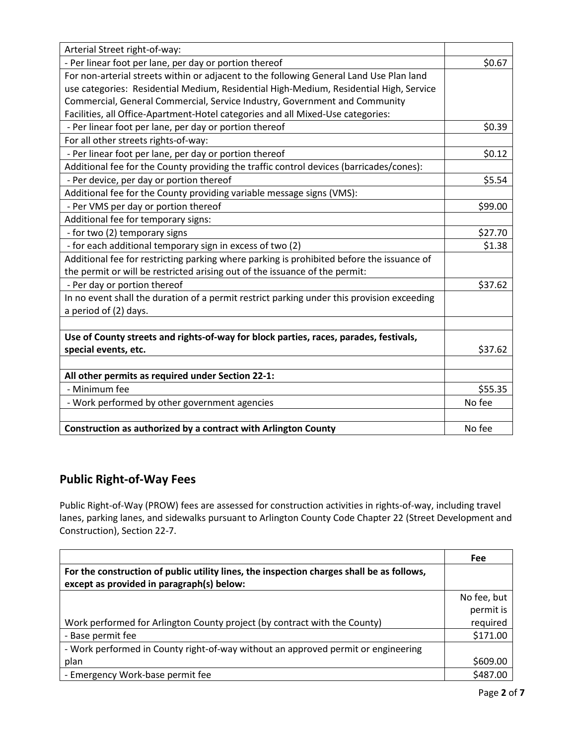| | |
|---|---|
| Arterial Street right-of-way: | |
| - Per linear foot per lane, per day or portion thereof | $0.67 |
| For non-arterial streets within or adjacent to the following General Land Use Plan land use categories: Residential Medium, Residential High-Medium, Residential High, Service Commercial, General Commercial, Service Industry, Government and Community Facilities, all Office-Apartment-Hotel categories and all Mixed-Use categories: | |
| - Per linear foot per lane, per day or portion thereof | $0.39 |
| For all other streets rights-of-way: | |
| - Per linear foot per lane, per day or portion thereof | $0.12 |
| Additional fee for the County providing the traffic control devices (barricades/cones): | |
| - Per device, per day or portion thereof | $5.54 |
| Additional fee for the County providing variable message signs (VMS): | |
| - Per VMS per day or portion thereof | $99.00 |
| Additional fee for temporary signs: | |
| - for two (2) temporary signs | $27.70 |
| - for each additional temporary sign in excess of two (2) | $1.38 |
| Additional fee for restricting parking where parking is prohibited before the issuance of the permit or will be restricted arising out of the issuance of the permit: | |
| - Per day or portion thereof | $37.62 |
| In no event shall the duration of a permit restrict parking under this provision exceeding a period of (2) days. | |
| | |
| **Use of County streets and rights-of-way for block parties, races, parades, festivals, special events, etc.** | $37.62 |
| | |
| **All other permits as required under Section 22-1:** | |
| - Minimum fee | $55.35 |
| - Work performed by other government agencies | No fee |
| | |
| **Construction as authorized by a contract with Arlington County** | No fee |

## Public Right-of-Way Fees

Public Right-of-Way (PROW) fees are assessed for construction activities in rights-of-way, including travel lanes, parking lanes, and sidewalks pursuant to Arlington County Code Chapter 22 (Street Development and Construction), Section 22-7.

| | Fee |
|---|---|
| **For the construction of public utility lines, the inspection charges shall be as follows, except as provided in paragraph(s) below:** | |
| Work performed for Arlington County project (by contract with the County) | No fee, but permit is required |
| - Base permit fee | $171.00 |
| - Work performed in County right-of-way without an approved permit or engineering plan | $609.00 |
| - Emergency Work-base permit fee | $487.00 |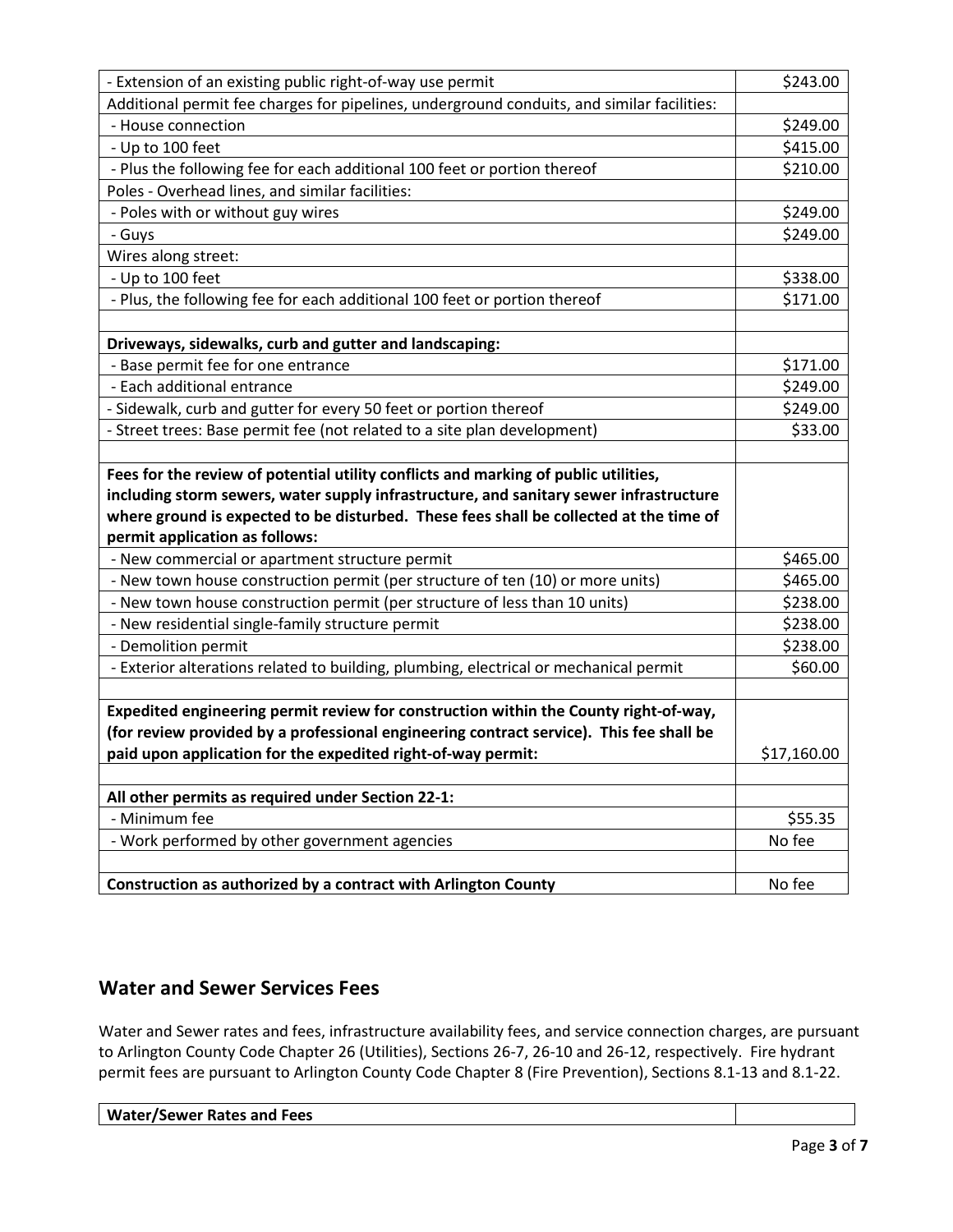| | |
|---|---|
| - Extension of an existing public right-of-way use permit | $243.00 |
| Additional permit fee charges for pipelines, underground conduits, and similar facilities: | |
| - House connection | $249.00 |
| - Up to 100 feet | $415.00 |
| - Plus the following fee for each additional 100 feet or portion thereof | $210.00 |
| Poles - Overhead lines, and similar facilities: | |
| - Poles with or without guy wires | $249.00 |
| - Guys | $249.00 |
| Wires along street: | |
| - Up to 100 feet | $338.00 |
| - Plus, the following fee for each additional 100 feet or portion thereof | $171.00 |
| | |
| **Driveways, sidewalks, curb and gutter and landscaping:** | |
| - Base permit fee for one entrance | $171.00 |
| - Each additional entrance | $249.00 |
| - Sidewalk, curb and gutter for every 50 feet or portion thereof | $249.00 |
| - Street trees: Base permit fee (not related to a site plan development) | $33.00 |
| | |
| **Fees for the review of potential utility conflicts and marking of public utilities, including storm sewers, water supply infrastructure, and sanitary sewer infrastructure where ground is expected to be disturbed. These fees shall be collected at the time of permit application as follows:** | |
| - New commercial or apartment structure permit | $465.00 |
| - New town house construction permit (per structure of ten (10) or more units) | $465.00 |
| - New town house construction permit (per structure of less than 10 units) | $238.00 |
| - New residential single-family structure permit | $238.00 |
| - Demolition permit | $238.00 |
| - Exterior alterations related to building, plumbing, electrical or mechanical permit | $60.00 |
| | |
| **Expedited engineering permit review for construction within the County right-of-way, (for review provided by a professional engineering contract service). This fee shall be paid upon application for the expedited right-of-way permit:** | $17,160.00 |
| | |
| **All other permits as required under Section 22-1:** | |
| - Minimum fee | $55.35 |
| - Work performed by other government agencies | No fee |
| | |
| **Construction as authorized by a contract with Arlington County** | No fee |

## Water and Sewer Services Fees

Water and Sewer rates and fees, infrastructure availability fees, and service connection charges, are pursuant to Arlington County Code Chapter 26 (Utilities), Sections 26-7, 26-10 and 26-12, respectively. Fire hydrant permit fees are pursuant to Arlington County Code Chapter 8 (Fire Prevention), Sections 8.1-13 and 8.1-22.

| **Water/Sewer Rates and Fees** | |
|---|---|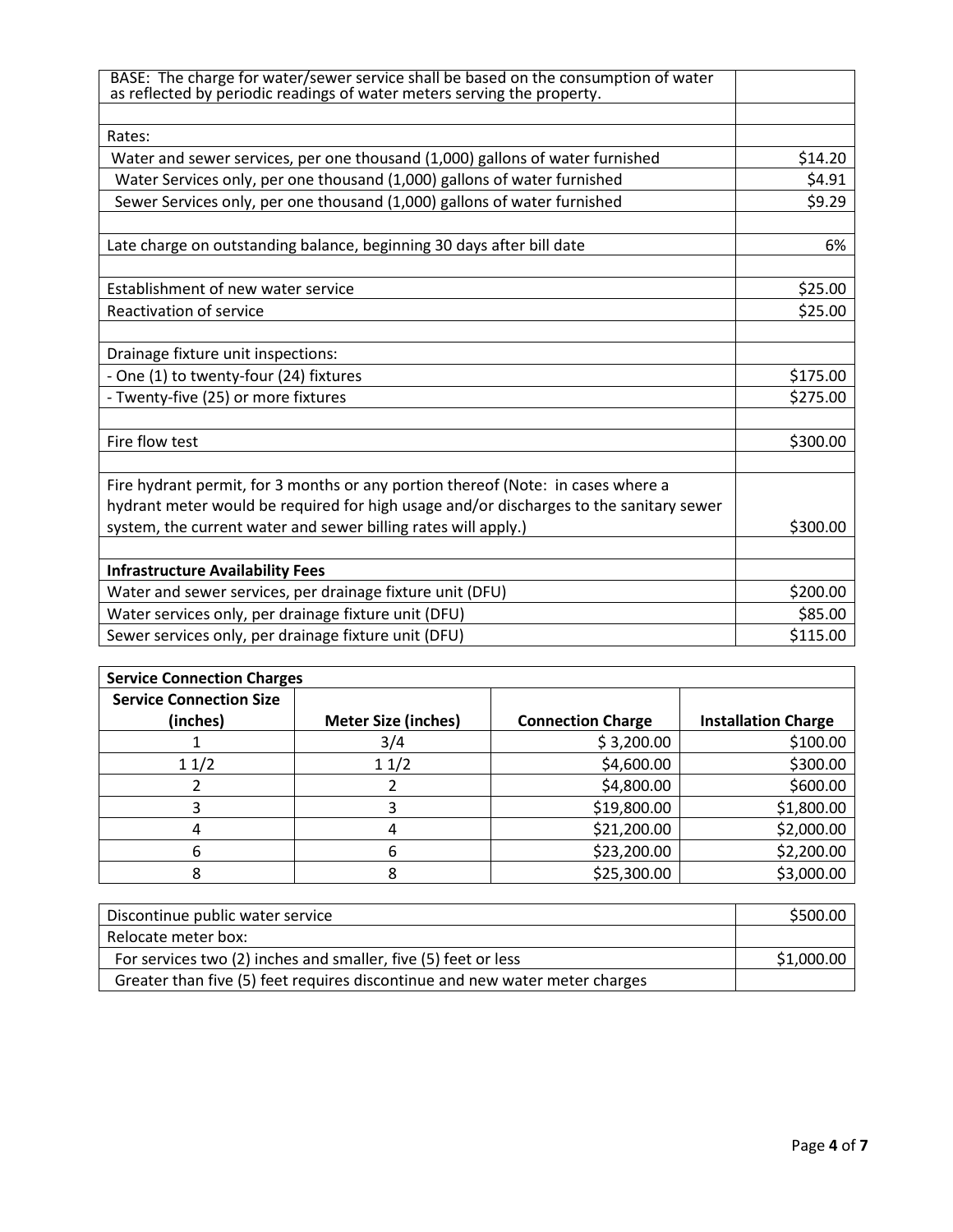| BASE: The charge for water/sewer service shall be based on the consumption of water as reflected by periodic readings of water meters serving the property. | |
|---|---|
| | |
| Rates: | |
| Water and sewer services, per one thousand (1,000) gallons of water furnished | $14.20 |
| Water Services only, per one thousand (1,000) gallons of water furnished | $4.91 |
| Sewer Services only, per one thousand (1,000) gallons of water furnished | $9.29 |
| | |
| Late charge on outstanding balance, beginning 30 days after bill date | 6% |
| | |
| Establishment of new water service | $25.00 |
| Reactivation of service | $25.00 |
| | |
| Drainage fixture unit inspections: | |
| - One (1) to twenty-four (24) fixtures | $175.00 |
| - Twenty-five (25) or more fixtures | $275.00 |
| | |
| Fire flow test | $300.00 |
| | |
| Fire hydrant permit, for 3 months or any portion thereof (Note: in cases where a hydrant meter would be required for high usage and/or discharges to the sanitary sewer system, the current water and sewer billing rates will apply.) | $300.00 |
| | |
| **Infrastructure Availability Fees** | |
| Water and sewer services, per drainage fixture unit (DFU) | $200.00 |
| Water services only, per drainage fixture unit (DFU) | $85.00 |
| Sewer services only, per drainage fixture unit (DFU) | $115.00 |

| **Service Connection Charges** | | | |
|---|---|---|---|
| **Service Connection Size (inches)** | **Meter Size (inches)** | **Connection Charge** | **Installation Charge** |
| 1 | 3/4 | $ 3,200.00 | $100.00 |
| 1 1/2 | 1 1/2 | $4,600.00 | $300.00 |
| 2 | 2 | $4,800.00 | $600.00 |
| 3 | 3 | $19,800.00 | $1,800.00 |
| 4 | 4 | $21,200.00 | $2,000.00 |
| 6 | 6 | $23,200.00 | $2,200.00 |
| 8 | 8 | $25,300.00 | $3,000.00 |

| Discontinue public water service | $500.00 |
|---|---|
| Relocate meter box: | |
| For services two (2) inches and smaller, five (5) feet or less | $1,000.00 |
| Greater than five (5) feet requires discontinue and new water meter charges | |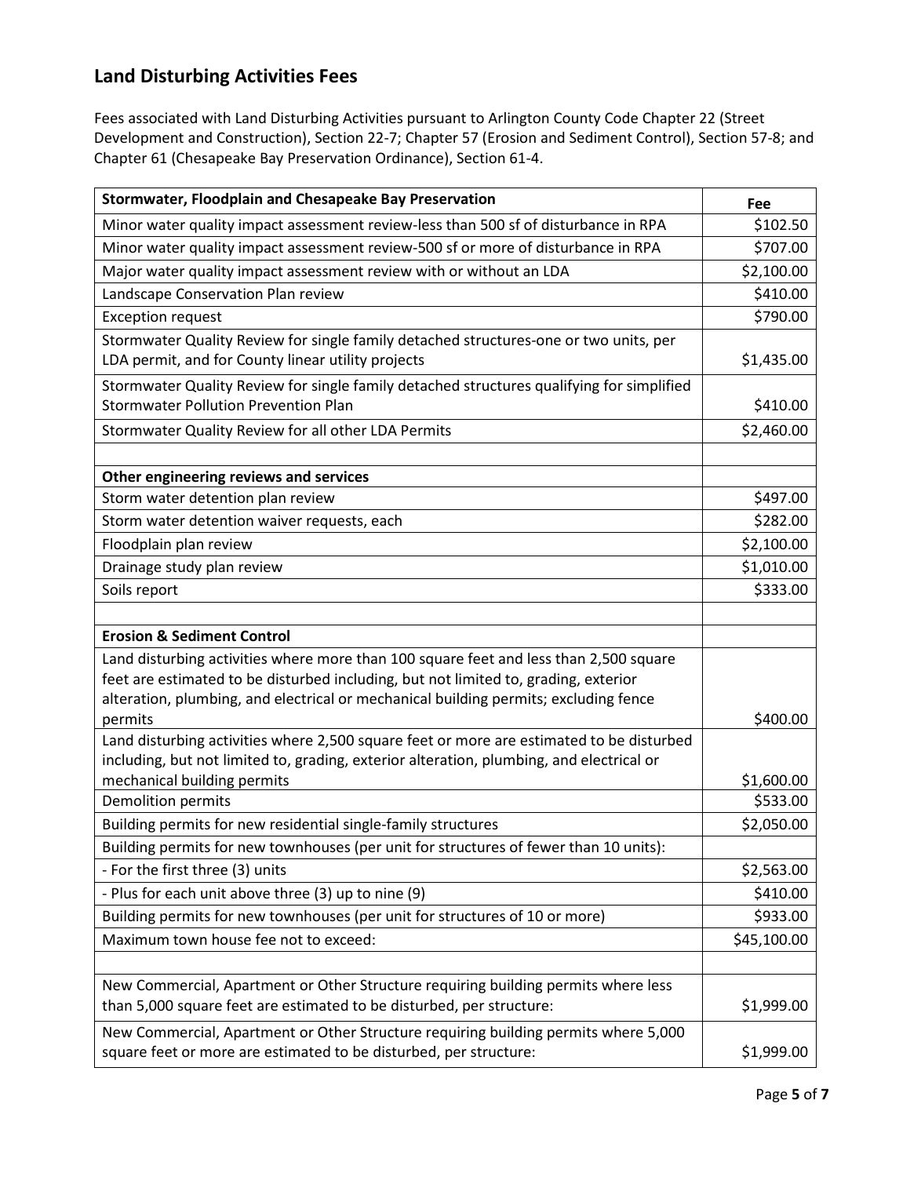## Land Disturbing Activities Fees

Fees associated with Land Disturbing Activities pursuant to Arlington County Code Chapter 22 (Street Development and Construction), Section 22-7; Chapter 57 (Erosion and Sediment Control), Section 57-8; and Chapter 61 (Chesapeake Bay Preservation Ordinance), Section 61-4.

| **Stormwater, Floodplain and Chesapeake Bay Preservation** | **Fee** |
|---|---|
| Minor water quality impact assessment review-less than 500 sf of disturbance in RPA | $102.50 |
| Minor water quality impact assessment review-500 sf or more of disturbance in RPA | $707.00 |
| Major water quality impact assessment review with or without an LDA | $2,100.00 |
| Landscape Conservation Plan review | $410.00 |
| Exception request | $790.00 |
| Stormwater Quality Review for single family detached structures-one or two units, per LDA permit, and for County linear utility projects | $1,435.00 |
| Stormwater Quality Review for single family detached structures qualifying for simplified Stormwater Pollution Prevention Plan | $410.00 |
| Stormwater Quality Review for all other LDA Permits | $2,460.00 |
| | |
| **Other engineering reviews and services** | |
| Storm water detention plan review | $497.00 |
| Storm water detention waiver requests, each | $282.00 |
| Floodplain plan review | $2,100.00 |
| Drainage study plan review | $1,010.00 |
| Soils report | $333.00 |
| | |
| **Erosion & Sediment Control** | |
| Land disturbing activities where more than 100 square feet and less than 2,500 square feet are estimated to be disturbed including, but not limited to, grading, exterior alteration, plumbing, and electrical or mechanical building permits; excluding fence permits | $400.00 |
| Land disturbing activities where 2,500 square feet or more are estimated to be disturbed including, but not limited to, grading, exterior alteration, plumbing, and electrical or mechanical building permits | $1,600.00 |
| Demolition permits | $533.00 |
| Building permits for new residential single-family structures | $2,050.00 |
| Building permits for new townhouses (per unit for structures of fewer than 10 units): | |
| - For the first three (3) units | $2,563.00 |
| - Plus for each unit above three (3) up to nine (9) | $410.00 |
| Building permits for new townhouses (per unit for structures of 10 or more) | $933.00 |
| Maximum town house fee not to exceed: | $45,100.00 |
| | |
| New Commercial, Apartment or Other Structure requiring building permits where less than 5,000 square feet are estimated to be disturbed, per structure: | $1,999.00 |
| New Commercial, Apartment or Other Structure requiring building permits where 5,000 square feet or more are estimated to be disturbed, per structure: | $1,999.00 |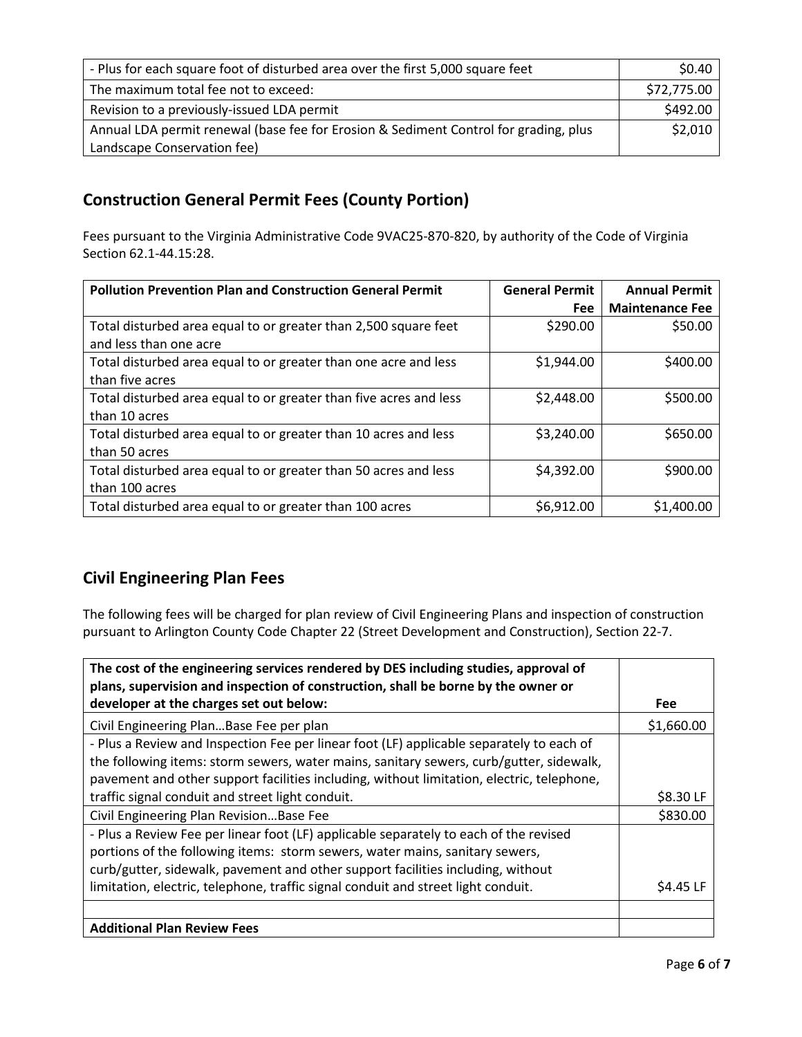| | |
|---|---|
| - Plus for each square foot of disturbed area over the first 5,000 square feet | $0.40 |
| The maximum total fee not to exceed: | $72,775.00 |
| Revision to a previously-issued LDA permit | $492.00 |
| Annual LDA permit renewal (base fee for Erosion & Sediment Control for grading, plus Landscape Conservation fee) | $2,010 |

## Construction General Permit Fees (County Portion)

Fees pursuant to the Virginia Administrative Code 9VAC25-870-820, by authority of the Code of Virginia Section 62.1-44.15:28.

| Pollution Prevention Plan and Construction General Permit | General Permit Fee | Annual Permit Maintenance Fee |
|---|---|---|
| Total disturbed area equal to or greater than 2,500 square feet and less than one acre | $290.00 | $50.00 |
| Total disturbed area equal to or greater than one acre and less than five acres | $1,944.00 | $400.00 |
| Total disturbed area equal to or greater than five acres and less than 10 acres | $2,448.00 | $500.00 |
| Total disturbed area equal to or greater than 10 acres and less than 50 acres | $3,240.00 | $650.00 |
| Total disturbed area equal to or greater than 50 acres and less than 100 acres | $4,392.00 | $900.00 |
| Total disturbed area equal to or greater than 100 acres | $6,912.00 | $1,400.00 |

## Civil Engineering Plan Fees

The following fees will be charged for plan review of Civil Engineering Plans and inspection of construction pursuant to Arlington County Code Chapter 22 (Street Development and Construction), Section 22-7.

| The cost of the engineering services rendered by DES including studies, approval of plans, supervision and inspection of construction, shall be borne by the owner or developer at the charges set out below: | Fee |
|---|---|
| Civil Engineering Plan…Base Fee per plan | $1,660.00 |
| - Plus a Review and Inspection Fee per linear foot (LF) applicable separately to each of the following items: storm sewers, water mains, sanitary sewers, curb/gutter, sidewalk, pavement and other support facilities including, without limitation, electric, telephone, traffic signal conduit and street light conduit. | $8.30 LF |
| Civil Engineering Plan Revision…Base Fee | $830.00 |
| - Plus a Review Fee per linear foot (LF) applicable separately to each of the revised portions of the following items: storm sewers, water mains, sanitary sewers, curb/gutter, sidewalk, pavement and other support facilities including, without limitation, electric, telephone, traffic signal conduit and street light conduit. | $4.45 LF |
| | |
| **Additional Plan Review Fees** | |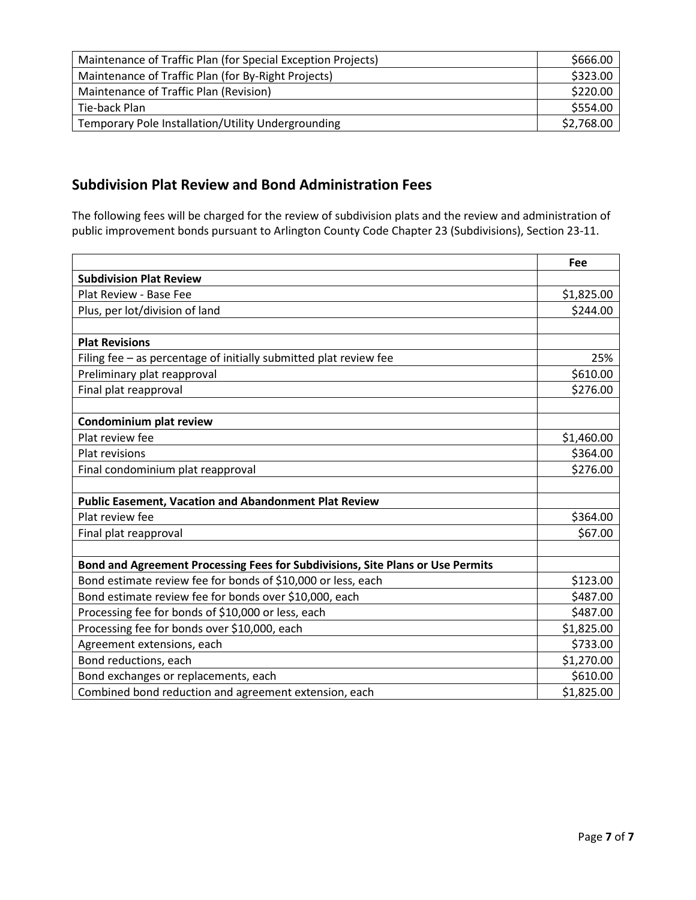| | |
|---|---|
| Maintenance of Traffic Plan (for Special Exception Projects) | $666.00 |
| Maintenance of Traffic Plan (for By-Right Projects) | $323.00 |
| Maintenance of Traffic Plan (Revision) | $220.00 |
| Tie-back Plan | $554.00 |
| Temporary Pole Installation/Utility Undergrounding | $2,768.00 |

## Subdivision Plat Review and Bond Administration Fees

The following fees will be charged for the review of subdivision plats and the review and administration of public improvement bonds pursuant to Arlington County Code Chapter 23 (Subdivisions), Section 23-11.

| | **Fee** |
|---|---|
| **Subdivision Plat Review** | |
| Plat Review - Base Fee | $1,825.00 |
| Plus, per lot/division of land | $244.00 |
| | |
| **Plat Revisions** | |
| Filing fee – as percentage of initially submitted plat review fee | 25% |
| Preliminary plat reapproval | $610.00 |
| Final plat reapproval | $276.00 |
| | |
| **Condominium plat review** | |
| Plat review fee | $1,460.00 |
| Plat revisions | $364.00 |
| Final condominium plat reapproval | $276.00 |
| | |
| **Public Easement, Vacation and Abandonment Plat Review** | |
| Plat review fee | $364.00 |
| Final plat reapproval | $67.00 |
| | |
| **Bond and Agreement Processing Fees for Subdivisions, Site Plans or Use Permits** | |
| Bond estimate review fee for bonds of $10,000 or less, each | $123.00 |
| Bond estimate review fee for bonds over $10,000, each | $487.00 |
| Processing fee for bonds of $10,000 or less, each | $487.00 |
| Processing fee for bonds over $10,000, each | $1,825.00 |
| Agreement extensions, each | $733.00 |
| Bond reductions, each | $1,270.00 |
| Bond exchanges or replacements, each | $610.00 |
| Combined bond reduction and agreement extension, each | $1,825.00 |